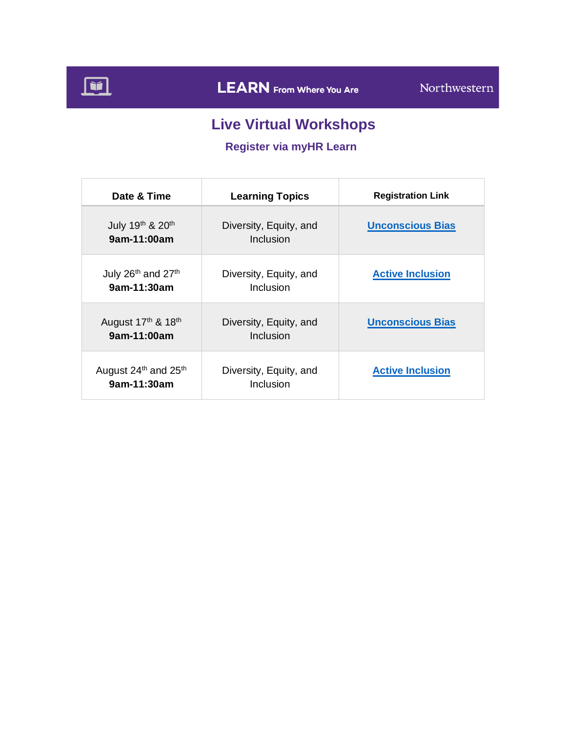LEARN From Where You Are — Northwestern

# Live Virtual Workshops

## Register via myHR Learn

| Date & Time | Learning Topics | Registration Link |
|---|---|---|
| July 19th & 20th **9am-11:00am** | Diversity, Equity, and Inclusion | Unconscious Bias |
| July 26th and 27th **9am-11:30am** | Diversity, Equity, and Inclusion | Active Inclusion |
| August 17th & 18th **9am-11:00am** | Diversity, Equity, and Inclusion | Unconscious Bias |
| August 24th and 25th **9am-11:30am** | Diversity, Equity, and Inclusion | Active Inclusion |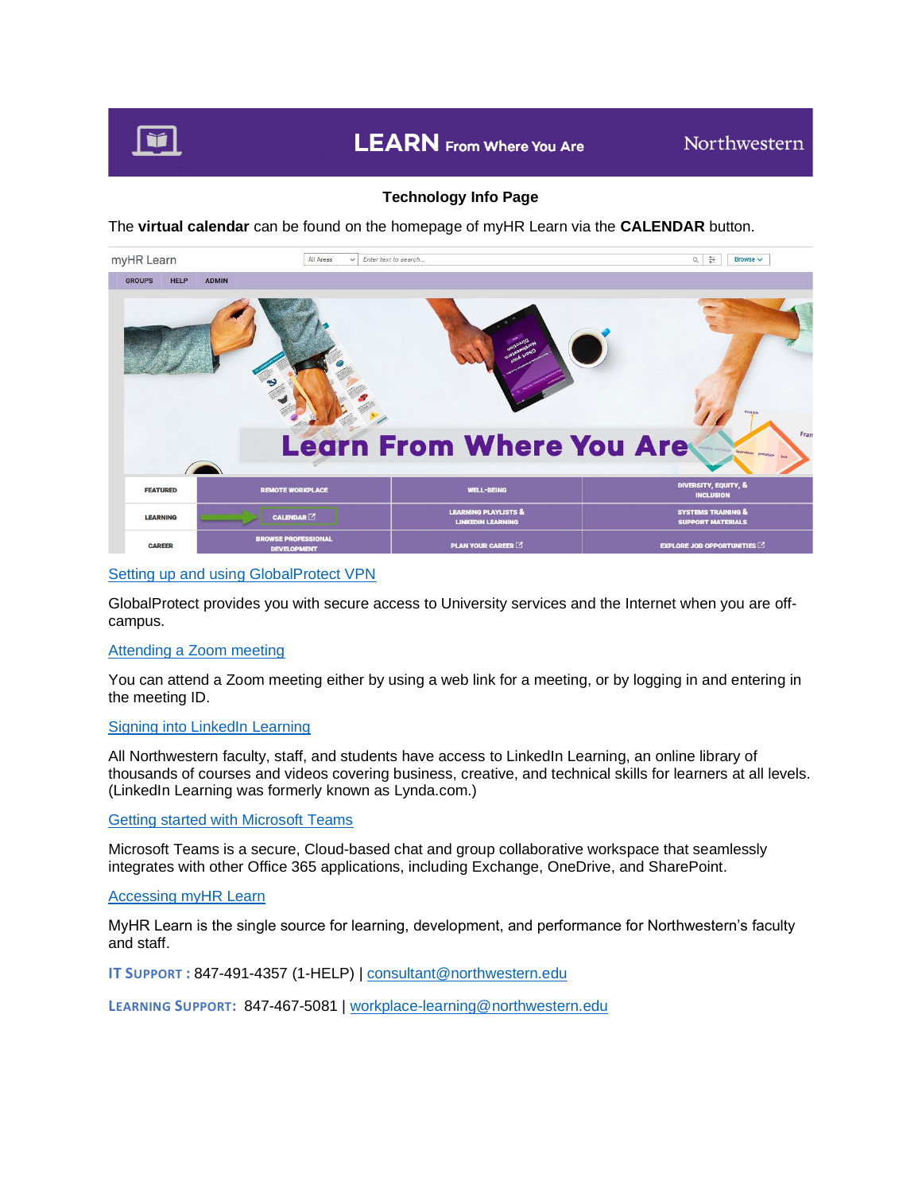**LEARN** From Where You Are — Northwestern

**Technology Info Page**

The **virtual calendar** can be found on the homepage of myHR Learn via the **CALENDAR** button.

Setting up and using GlobalProtect VPN

GlobalProtect provides you with secure access to University services and the Internet when you are off-campus.

Attending a Zoom meeting

You can attend a Zoom meeting either by using a web link for a meeting, or by logging in and entering in the meeting ID.

Signing into LinkedIn Learning

All Northwestern faculty, staff, and students have access to LinkedIn Learning, an online library of thousands of courses and videos covering business, creative, and technical skills for learners at all levels. (LinkedIn Learning was formerly known as Lynda.com.)

Getting started with Microsoft Teams

Microsoft Teams is a secure, Cloud-based chat and group collaborative workspace that seamlessly integrates with other Office 365 applications, including Exchange, OneDrive, and SharePoint.

Accessing myHR Learn

MyHR Learn is the single source for learning, development, and performance for Northwestern's faculty and staff.

**IT SUPPORT :** 847-491-4357 (1-HELP) | consultant@northwestern.edu

**LEARNING SUPPORT:** 847-467-5081 | workplace-learning@northwestern.edu